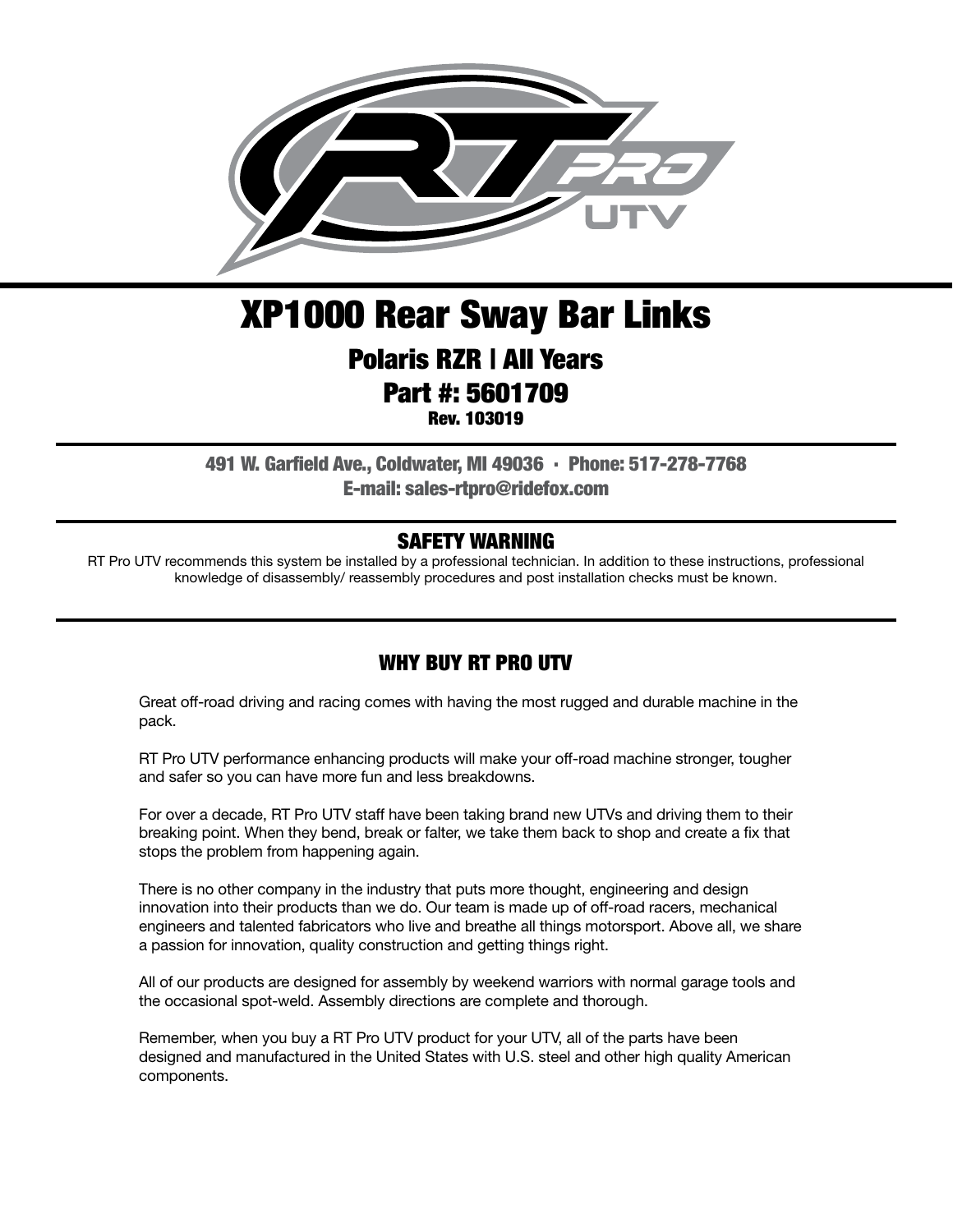# XP1000 Rear Sway Bar Links

## Polaris RZR | All Years

## Part #: 5601709

**Rev. 103019**

**491 W. Garfield Ave., Coldwater, MI 49036 · Phone: 517-278-7768**
**E-mail: sales-rtpro@ridefox.com**

## SAFETY WARNING

RT Pro UTV recommends this system be installed by a professional technician. In addition to these instructions, professional knowledge of disassembly/ reassembly procedures and post installation checks must be known.

## WHY BUY RT PRO UTV

Great off-road driving and racing comes with having the most rugged and durable machine in the pack.

RT Pro UTV performance enhancing products will make your off-road machine stronger, tougher and safer so you can have more fun and less breakdowns.

For over a decade, RT Pro UTV staff have been taking brand new UTVs and driving them to their breaking point. When they bend, break or falter, we take them back to shop and create a fix that stops the problem from happening again.

There is no other company in the industry that puts more thought, engineering and design innovation into their products than we do. Our team is made up of off-road racers, mechanical engineers and talented fabricators who live and breathe all things motorsport. Above all, we share a passion for innovation, quality construction and getting things right.

All of our products are designed for assembly by weekend warriors with normal garage tools and the occasional spot-weld. Assembly directions are complete and thorough.

Remember, when you buy a RT Pro UTV product for your UTV, all of the parts have been designed and manufactured in the United States with U.S. steel and other high quality American components.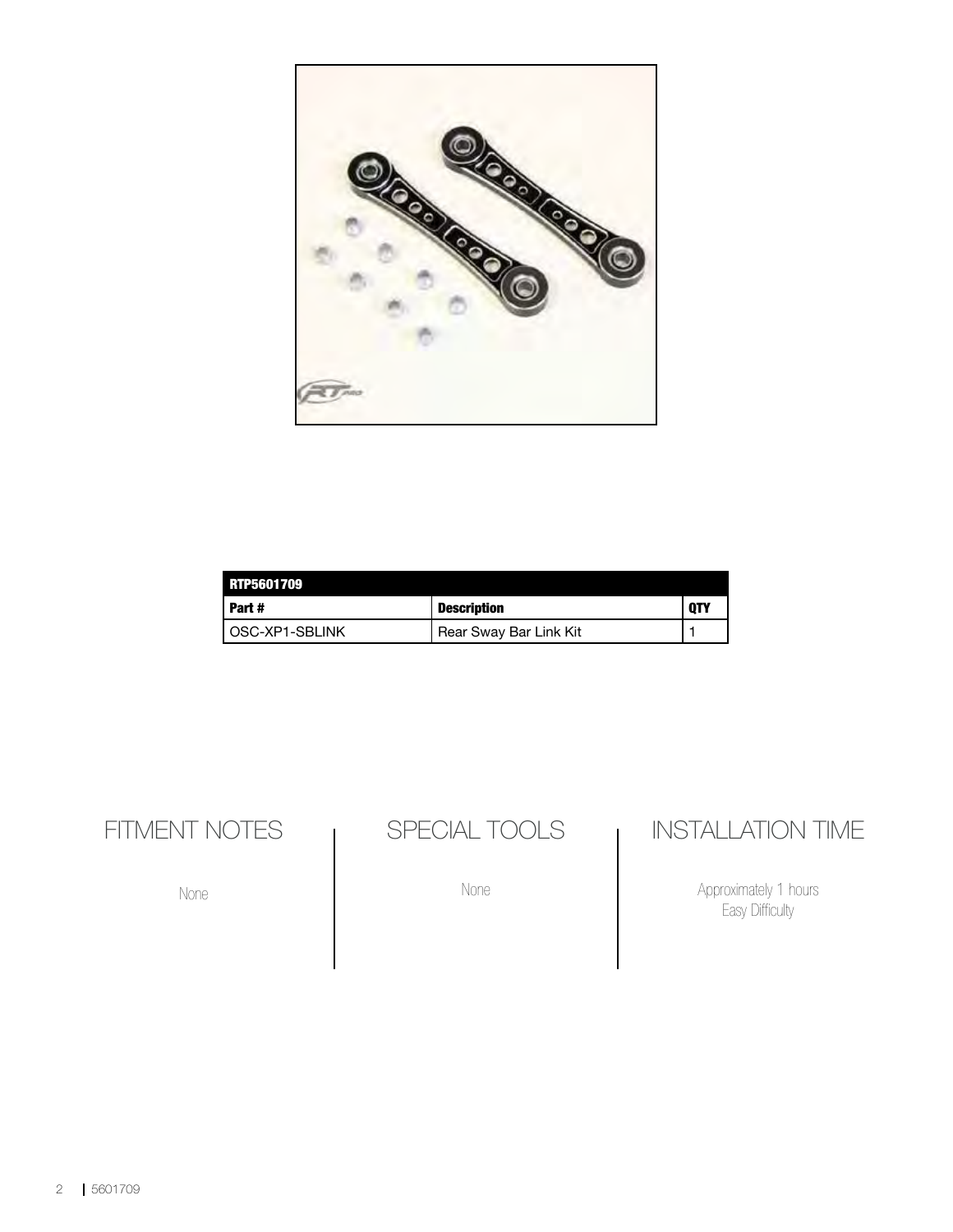| RTP5601709 | | |
|---|---|---|
| **Part #** | **Description** | **QTY** |
| OSC-XP1-SBLINK | Rear Sway Bar Link Kit | 1 |

## FITMENT NOTES

None

## SPECIAL TOOLS

None

## INSTALLATION TIME

Approximately 1 hours
Easy Difficulty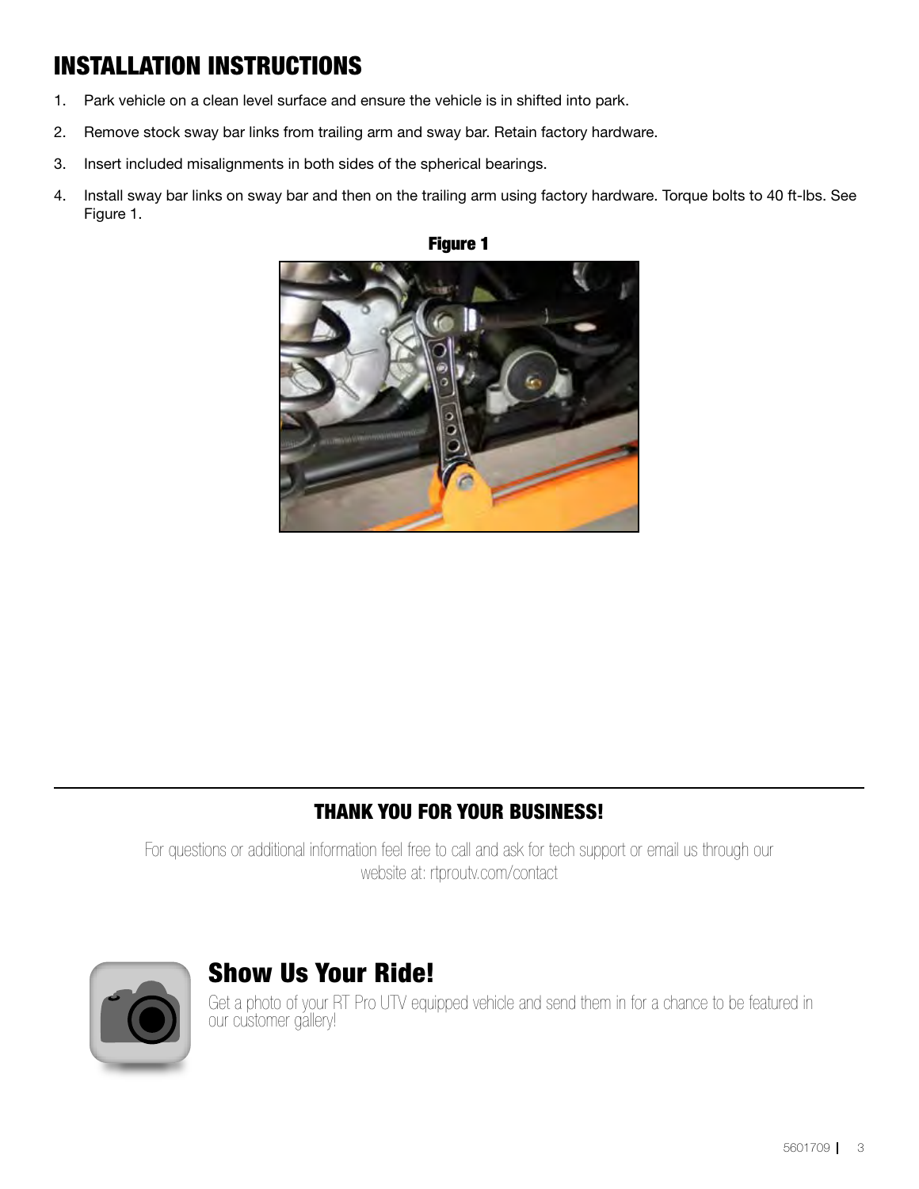# INSTALLATION INSTRUCTIONS

1. Park vehicle on a clean level surface and ensure the vehicle is in shifted into park.
2. Remove stock sway bar links from trailing arm and sway bar. Retain factory hardware.
3. Insert included misalignments in both sides of the spherical bearings.
4. Install sway bar links on sway bar and then on the trailing arm using factory hardware. Torque bolts to 40 ft-lbs. See Figure 1.

**Figure 1**

## THANK YOU FOR YOUR BUSINESS!

For questions or additional information feel free to call and ask for tech support or email us through our website at: rtproutv.com/contact

## Show Us Your Ride!

Get a photo of your RT Pro UTV equipped vehicle and send them in for a chance to be featured in our customer gallery!

5601709